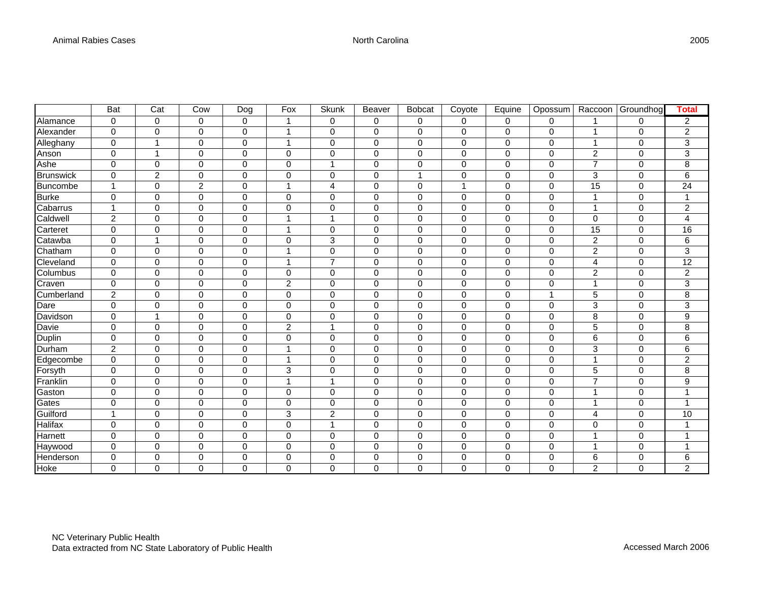Animal Rabies Cases — North Carolina — 2005

| | Bat | Cat | Cow | Dog | Fox | Skunk | Beaver | Bobcat | Coyote | Equine | Opossum | Raccoon | Groundhog | Total |
|---|---|---|---|---|---|---|---|---|---|---|---|---|---|---|
| Alamance | 0 | 0 | 0 | 0 | 1 | 0 | 0 | 0 | 0 | 0 | 0 | 1 | 0 | 2 |
| Alexander | 0 | 0 | 0 | 0 | 1 | 0 | 0 | 0 | 0 | 0 | 0 | 1 | 0 | 2 |
| Alleghany | 0 | 1 | 0 | 0 | 1 | 0 | 0 | 0 | 0 | 0 | 0 | 1 | 0 | 3 |
| Anson | 0 | 1 | 0 | 0 | 0 | 0 | 0 | 0 | 0 | 0 | 0 | 2 | 0 | 3 |
| Ashe | 0 | 0 | 0 | 0 | 0 | 1 | 0 | 0 | 0 | 0 | 0 | 7 | 0 | 8 |
| Brunswick | 0 | 2 | 0 | 0 | 0 | 0 | 0 | 1 | 0 | 0 | 0 | 3 | 0 | 6 |
| Buncombe | 1 | 0 | 2 | 0 | 1 | 4 | 0 | 0 | 1 | 0 | 0 | 15 | 0 | 24 |
| Burke | 0 | 0 | 0 | 0 | 0 | 0 | 0 | 0 | 0 | 0 | 0 | 1 | 0 | 1 |
| Cabarrus | 1 | 0 | 0 | 0 | 0 | 0 | 0 | 0 | 0 | 0 | 0 | 1 | 0 | 2 |
| Caldwell | 2 | 0 | 0 | 0 | 1 | 1 | 0 | 0 | 0 | 0 | 0 | 0 | 0 | 4 |
| Carteret | 0 | 0 | 0 | 0 | 1 | 0 | 0 | 0 | 0 | 0 | 0 | 15 | 0 | 16 |
| Catawba | 0 | 1 | 0 | 0 | 0 | 3 | 0 | 0 | 0 | 0 | 0 | 2 | 0 | 6 |
| Chatham | 0 | 0 | 0 | 0 | 1 | 0 | 0 | 0 | 0 | 0 | 0 | 2 | 0 | 3 |
| Cleveland | 0 | 0 | 0 | 0 | 1 | 7 | 0 | 0 | 0 | 0 | 0 | 4 | 0 | 12 |
| Columbus | 0 | 0 | 0 | 0 | 0 | 0 | 0 | 0 | 0 | 0 | 0 | 2 | 0 | 2 |
| Craven | 0 | 0 | 0 | 0 | 2 | 0 | 0 | 0 | 0 | 0 | 0 | 1 | 0 | 3 |
| Cumberland | 2 | 0 | 0 | 0 | 0 | 0 | 0 | 0 | 0 | 0 | 1 | 5 | 0 | 8 |
| Dare | 0 | 0 | 0 | 0 | 0 | 0 | 0 | 0 | 0 | 0 | 0 | 3 | 0 | 3 |
| Davidson | 0 | 1 | 0 | 0 | 0 | 0 | 0 | 0 | 0 | 0 | 0 | 8 | 0 | 9 |
| Davie | 0 | 0 | 0 | 0 | 2 | 1 | 0 | 0 | 0 | 0 | 0 | 5 | 0 | 8 |
| Duplin | 0 | 0 | 0 | 0 | 0 | 0 | 0 | 0 | 0 | 0 | 0 | 6 | 0 | 6 |
| Durham | 2 | 0 | 0 | 0 | 1 | 0 | 0 | 0 | 0 | 0 | 0 | 3 | 0 | 6 |
| Edgecombe | 0 | 0 | 0 | 0 | 1 | 0 | 0 | 0 | 0 | 0 | 0 | 1 | 0 | 2 |
| Forsyth | 0 | 0 | 0 | 0 | 3 | 0 | 0 | 0 | 0 | 0 | 0 | 5 | 0 | 8 |
| Franklin | 0 | 0 | 0 | 0 | 1 | 1 | 0 | 0 | 0 | 0 | 0 | 7 | 0 | 9 |
| Gaston | 0 | 0 | 0 | 0 | 0 | 0 | 0 | 0 | 0 | 0 | 0 | 1 | 0 | 1 |
| Gates | 0 | 0 | 0 | 0 | 0 | 0 | 0 | 0 | 0 | 0 | 0 | 1 | 0 | 1 |
| Guilford | 1 | 0 | 0 | 0 | 3 | 2 | 0 | 0 | 0 | 0 | 0 | 4 | 0 | 10 |
| Halifax | 0 | 0 | 0 | 0 | 0 | 1 | 0 | 0 | 0 | 0 | 0 | 0 | 0 | 1 |
| Harnett | 0 | 0 | 0 | 0 | 0 | 0 | 0 | 0 | 0 | 0 | 0 | 1 | 0 | 1 |
| Haywood | 0 | 0 | 0 | 0 | 0 | 0 | 0 | 0 | 0 | 0 | 0 | 1 | 0 | 1 |
| Henderson | 0 | 0 | 0 | 0 | 0 | 0 | 0 | 0 | 0 | 0 | 0 | 6 | 0 | 6 |
| Hoke | 0 | 0 | 0 | 0 | 0 | 0 | 0 | 0 | 0 | 0 | 0 | 2 | 0 | 2 |

NC Veterinary Public Health
Data extracted from NC State Laboratory of Public Health

Accessed March 2006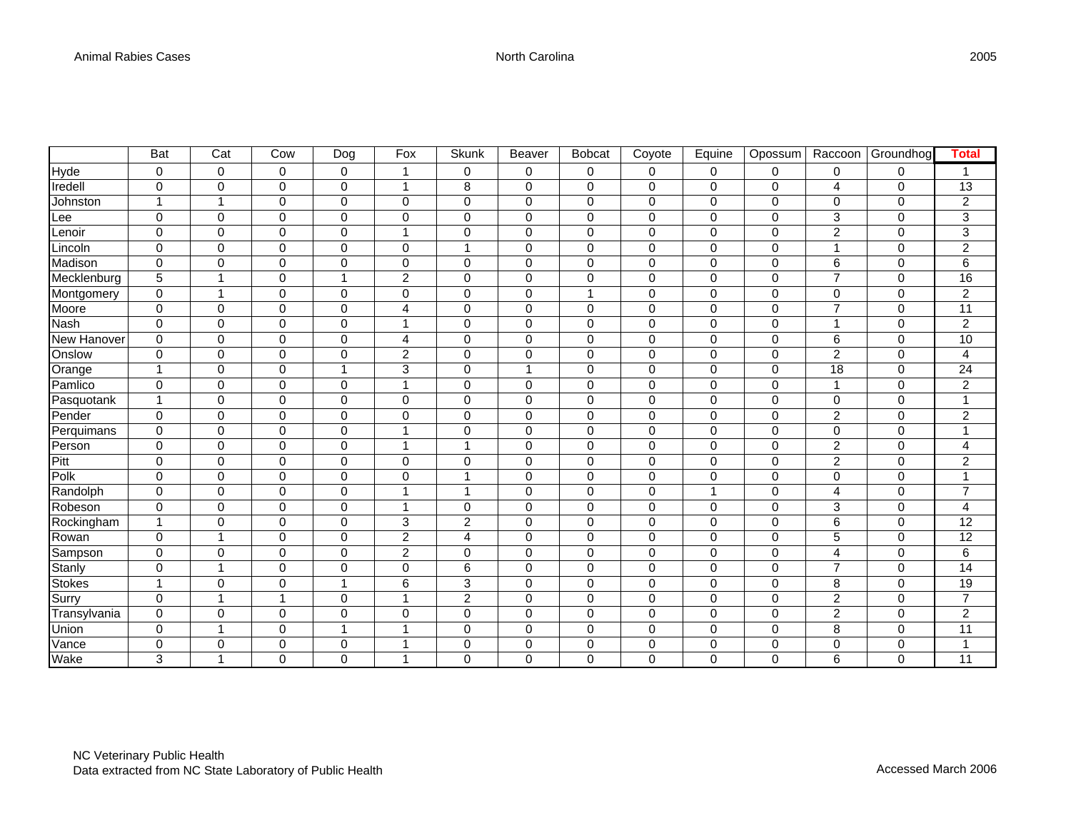|  | Bat | Cat | Cow | Dog | Fox | Skunk | Beaver | Bobcat | Coyote | Equine | Opossum | Raccoon | Groundhog | Total |
|---|---|---|---|---|---|---|---|---|---|---|---|---|---|---|
| Hyde | 0 | 0 | 0 | 0 | 1 | 0 | 0 | 0 | 0 | 0 | 0 | 0 | 0 | 1 |
| Iredell | 0 | 0 | 0 | 0 | 1 | 8 | 0 | 0 | 0 | 0 | 0 | 4 | 0 | 13 |
| Johnston | 1 | 1 | 0 | 0 | 0 | 0 | 0 | 0 | 0 | 0 | 0 | 0 | 0 | 2 |
| Lee | 0 | 0 | 0 | 0 | 0 | 0 | 0 | 0 | 0 | 0 | 0 | 3 | 0 | 3 |
| Lenoir | 0 | 0 | 0 | 0 | 1 | 0 | 0 | 0 | 0 | 0 | 0 | 2 | 0 | 3 |
| Lincoln | 0 | 0 | 0 | 0 | 0 | 1 | 0 | 0 | 0 | 0 | 0 | 1 | 0 | 2 |
| Madison | 0 | 0 | 0 | 0 | 0 | 0 | 0 | 0 | 0 | 0 | 0 | 6 | 0 | 6 |
| Mecklenburg | 5 | 1 | 0 | 1 | 2 | 0 | 0 | 0 | 0 | 0 | 0 | 7 | 0 | 16 |
| Montgomery | 0 | 1 | 0 | 0 | 0 | 0 | 0 | 1 | 0 | 0 | 0 | 0 | 0 | 2 |
| Moore | 0 | 0 | 0 | 0 | 4 | 0 | 0 | 0 | 0 | 0 | 0 | 7 | 0 | 11 |
| Nash | 0 | 0 | 0 | 0 | 1 | 0 | 0 | 0 | 0 | 0 | 0 | 1 | 0 | 2 |
| New Hanover | 0 | 0 | 0 | 0 | 4 | 0 | 0 | 0 | 0 | 0 | 0 | 6 | 0 | 10 |
| Onslow | 0 | 0 | 0 | 0 | 2 | 0 | 0 | 0 | 0 | 0 | 0 | 2 | 0 | 4 |
| Orange | 1 | 0 | 0 | 1 | 3 | 0 | 1 | 0 | 0 | 0 | 0 | 18 | 0 | 24 |
| Pamlico | 0 | 0 | 0 | 0 | 1 | 0 | 0 | 0 | 0 | 0 | 0 | 1 | 0 | 2 |
| Pasquotank | 1 | 0 | 0 | 0 | 0 | 0 | 0 | 0 | 0 | 0 | 0 | 0 | 0 | 1 |
| Pender | 0 | 0 | 0 | 0 | 0 | 0 | 0 | 0 | 0 | 0 | 0 | 2 | 0 | 2 |
| Perquimans | 0 | 0 | 0 | 0 | 1 | 0 | 0 | 0 | 0 | 0 | 0 | 0 | 0 | 1 |
| Person | 0 | 0 | 0 | 0 | 1 | 1 | 0 | 0 | 0 | 0 | 0 | 2 | 0 | 4 |
| Pitt | 0 | 0 | 0 | 0 | 0 | 0 | 0 | 0 | 0 | 0 | 0 | 2 | 0 | 2 |
| Polk | 0 | 0 | 0 | 0 | 0 | 1 | 0 | 0 | 0 | 0 | 0 | 0 | 0 | 1 |
| Randolph | 0 | 0 | 0 | 0 | 1 | 1 | 0 | 0 | 0 | 1 | 0 | 4 | 0 | 7 |
| Robeson | 0 | 0 | 0 | 0 | 1 | 0 | 0 | 0 | 0 | 0 | 0 | 3 | 0 | 4 |
| Rockingham | 1 | 0 | 0 | 0 | 3 | 2 | 0 | 0 | 0 | 0 | 0 | 6 | 0 | 12 |
| Rowan | 0 | 1 | 0 | 0 | 2 | 4 | 0 | 0 | 0 | 0 | 0 | 5 | 0 | 12 |
| Sampson | 0 | 0 | 0 | 0 | 2 | 0 | 0 | 0 | 0 | 0 | 0 | 4 | 0 | 6 |
| Stanly | 0 | 1 | 0 | 0 | 0 | 6 | 0 | 0 | 0 | 0 | 0 | 7 | 0 | 14 |
| Stokes | 1 | 0 | 0 | 1 | 6 | 3 | 0 | 0 | 0 | 0 | 0 | 8 | 0 | 19 |
| Surry | 0 | 1 | 1 | 0 | 1 | 2 | 0 | 0 | 0 | 0 | 0 | 2 | 0 | 7 |
| Transylvania | 0 | 0 | 0 | 0 | 0 | 0 | 0 | 0 | 0 | 0 | 0 | 2 | 0 | 2 |
| Union | 0 | 1 | 0 | 1 | 1 | 0 | 0 | 0 | 0 | 0 | 0 | 8 | 0 | 11 |
| Vance | 0 | 0 | 0 | 0 | 1 | 0 | 0 | 0 | 0 | 0 | 0 | 0 | 0 | 1 |
| Wake | 3 | 1 | 0 | 0 | 1 | 0 | 0 | 0 | 0 | 0 | 0 | 6 | 0 | 11 |

NC Veterinary Public Health
Data extracted from NC State Laboratory of Public Health

Accessed March 2006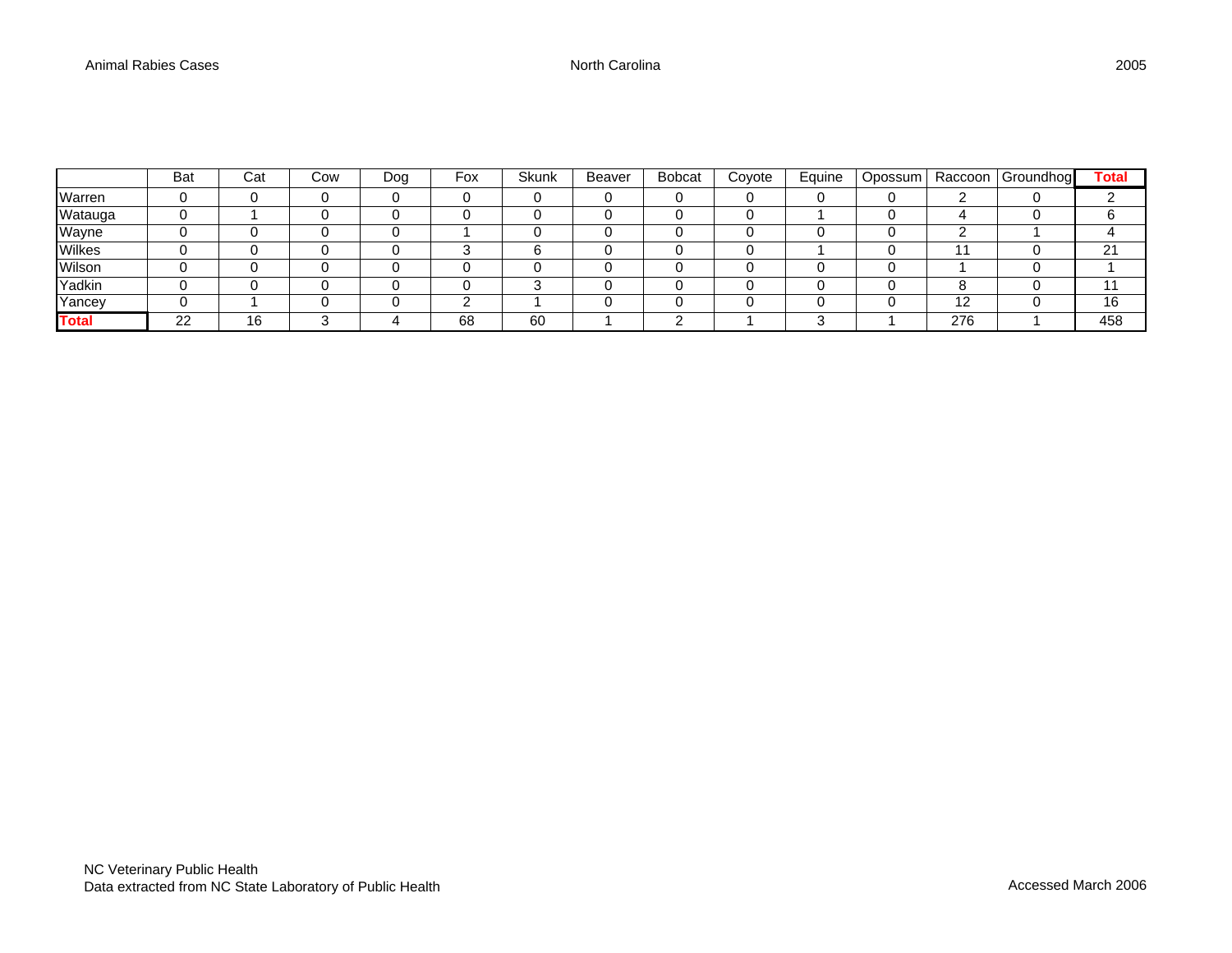| | Bat | Cat | Cow | Dog | Fox | Skunk | Beaver | Bobcat | Coyote | Equine | Opossum | Raccoon | Groundhog | **Total** |
|---|---|---|---|---|---|---|---|---|---|---|---|---|---|---|
| Warren | 0 | 0 | 0 | 0 | 0 | 0 | 0 | 0 | 0 | 0 | 0 | 2 | 0 | 2 |
| Watauga | 0 | 1 | 0 | 0 | 0 | 0 | 0 | 0 | 0 | 1 | 0 | 4 | 0 | 6 |
| Wayne | 0 | 0 | 0 | 0 | 1 | 0 | 0 | 0 | 0 | 0 | 0 | 2 | 1 | 4 |
| Wilkes | 0 | 0 | 0 | 0 | 3 | 6 | 0 | 0 | 0 | 1 | 0 | 11 | 0 | 21 |
| Wilson | 0 | 0 | 0 | 0 | 0 | 0 | 0 | 0 | 0 | 0 | 0 | 1 | 0 | 1 |
| Yadkin | 0 | 0 | 0 | 0 | 0 | 3 | 0 | 0 | 0 | 0 | 0 | 8 | 0 | 11 |
| Yancey | 0 | 1 | 0 | 0 | 2 | 1 | 0 | 0 | 0 | 0 | 0 | 12 | 0 | 16 |
| **Total** | 22 | 16 | 3 | 4 | 68 | 60 | 1 | 2 | 1 | 3 | 1 | 276 | 1 | 458 |

NC Veterinary Public Health
Data extracted from NC State Laboratory of Public Health

Accessed March 2006